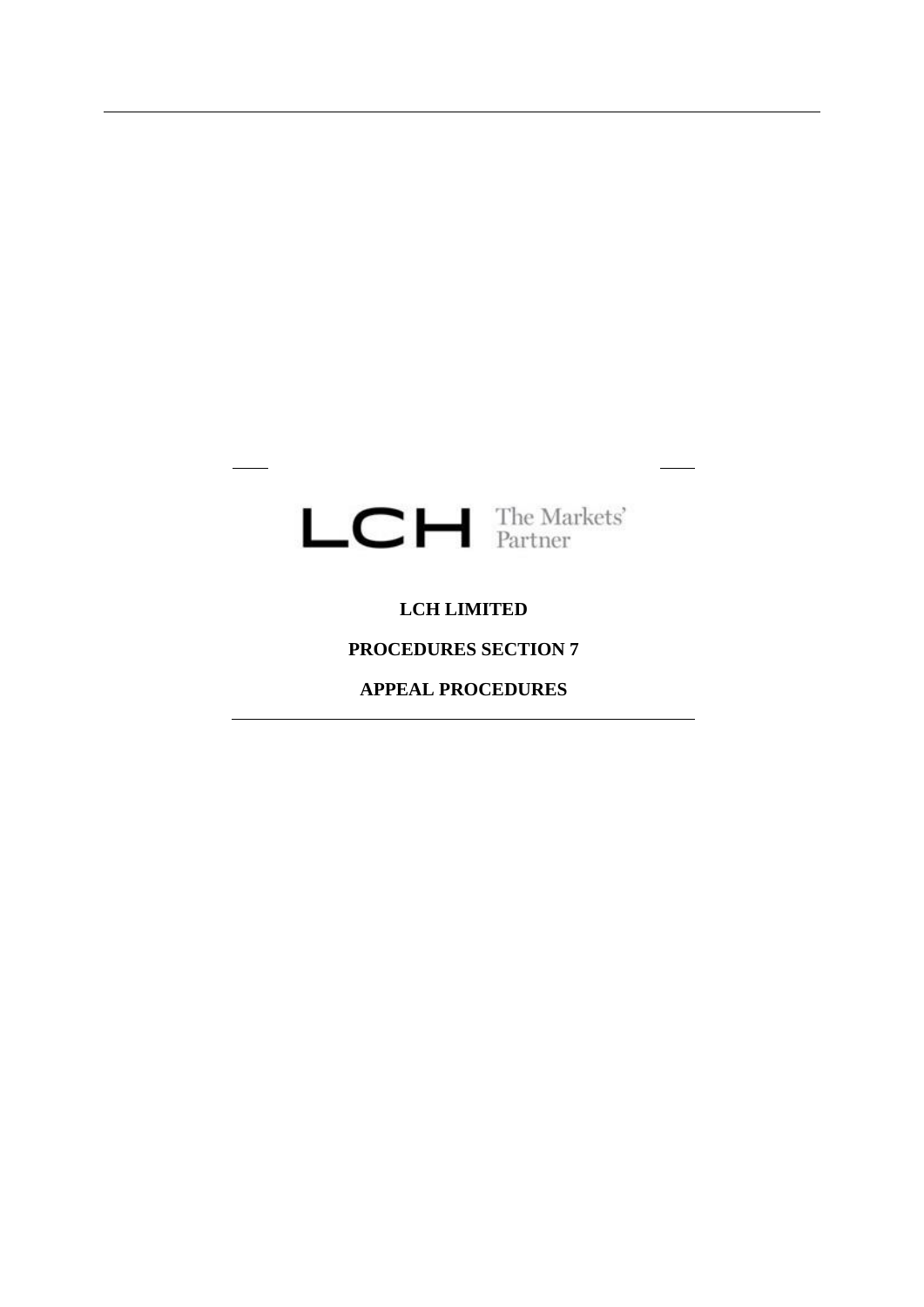LCH The Markets' Partner

**LCH LIMITED**

**PROCEDURES SECTION 7**

**APPEAL PROCEDURES**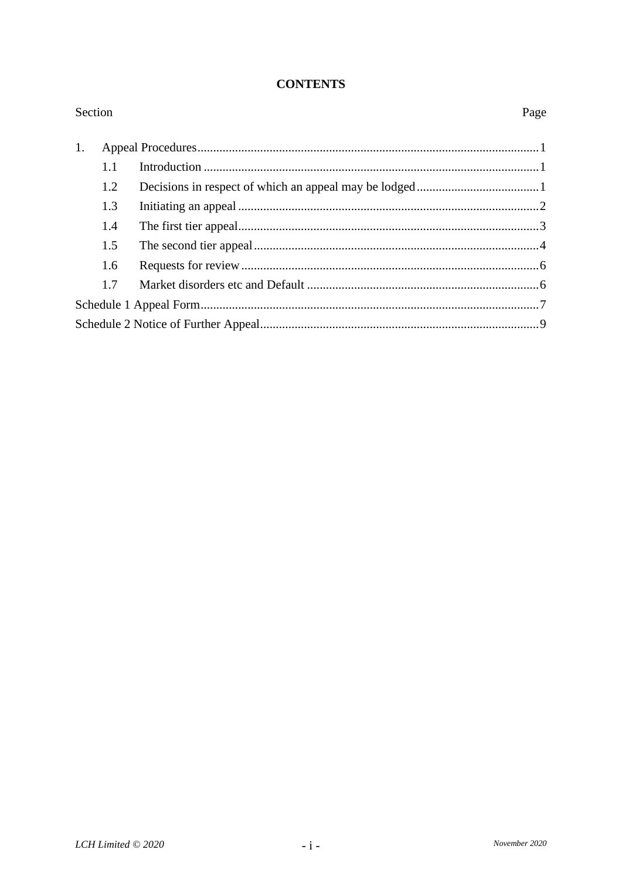**CONTENTS**

| Section | | Page |
|---|---|---|
| 1. | Appeal Procedures | 1 |
| 1.1 | Introduction | 1 |
| 1.2 | Decisions in respect of which an appeal may be lodged | 1 |
| 1.3 | Initiating an appeal | 2 |
| 1.4 | The first tier appeal | 3 |
| 1.5 | The second tier appeal | 4 |
| 1.6 | Requests for review | 6 |
| 1.7 | Market disorders etc and Default | 6 |
| Schedule 1 Appeal Form | | 7 |
| Schedule 2 Notice of Further Appeal | | 9 |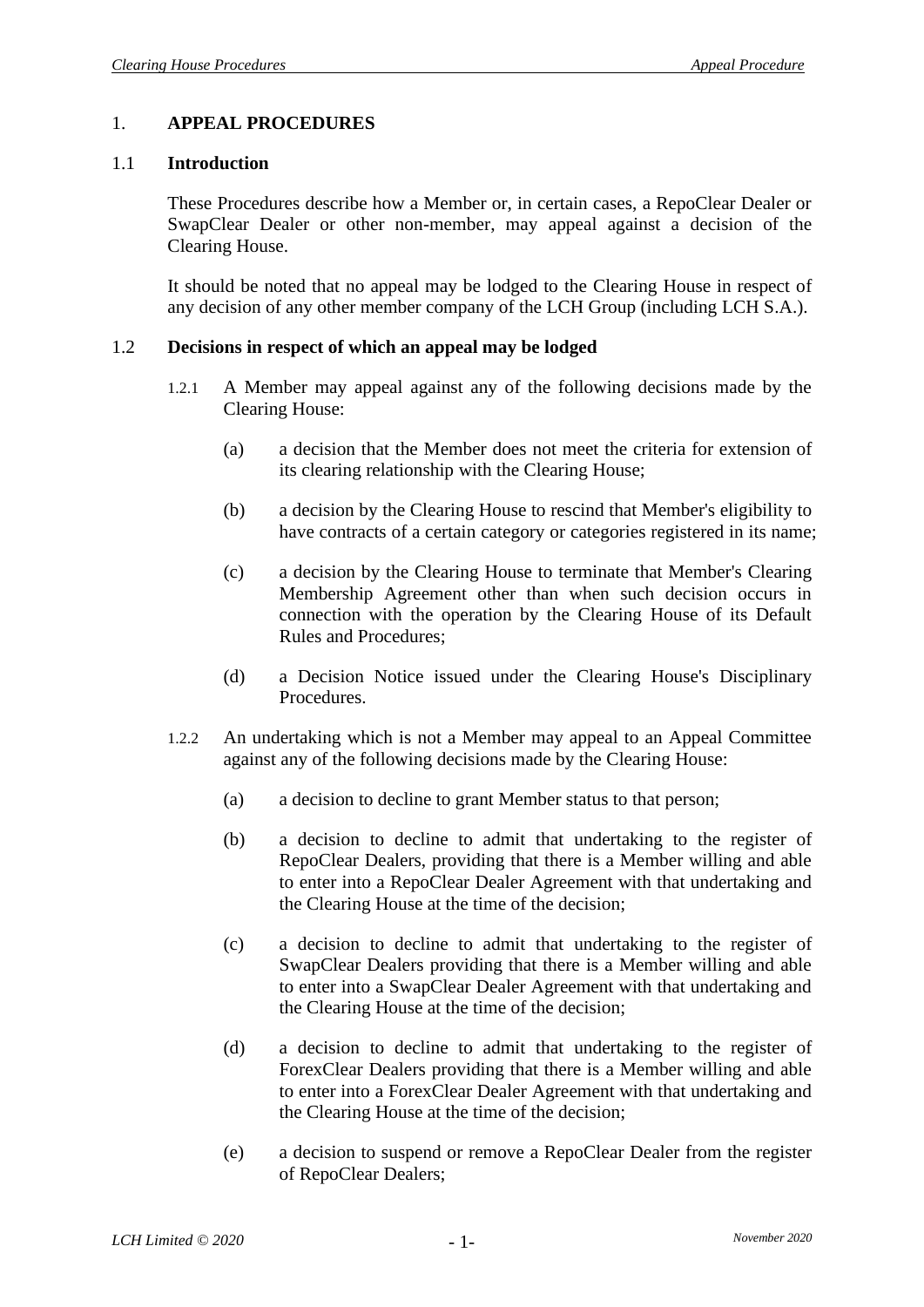# 1. APPEAL PROCEDURES

## 1.1 Introduction

These Procedures describe how a Member or, in certain cases, a RepoClear Dealer or SwapClear Dealer or other non-member, may appeal against a decision of the Clearing House.

It should be noted that no appeal may be lodged to the Clearing House in respect of any decision of any other member company of the LCH Group (including LCH S.A.).

## 1.2 Decisions in respect of which an appeal may be lodged

1.2.1 A Member may appeal against any of the following decisions made by the Clearing House:

(a) a decision that the Member does not meet the criteria for extension of its clearing relationship with the Clearing House;

(b) a decision by the Clearing House to rescind that Member's eligibility to have contracts of a certain category or categories registered in its name;

(c) a decision by the Clearing House to terminate that Member's Clearing Membership Agreement other than when such decision occurs in connection with the operation by the Clearing House of its Default Rules and Procedures;

(d) a Decision Notice issued under the Clearing House's Disciplinary Procedures.

1.2.2 An undertaking which is not a Member may appeal to an Appeal Committee against any of the following decisions made by the Clearing House:

(a) a decision to decline to grant Member status to that person;

(b) a decision to decline to admit that undertaking to the register of RepoClear Dealers, providing that there is a Member willing and able to enter into a RepoClear Dealer Agreement with that undertaking and the Clearing House at the time of the decision;

(c) a decision to decline to admit that undertaking to the register of SwapClear Dealers providing that there is a Member willing and able to enter into a SwapClear Dealer Agreement with that undertaking and the Clearing House at the time of the decision;

(d) a decision to decline to admit that undertaking to the register of ForexClear Dealers providing that there is a Member willing and able to enter into a ForexClear Dealer Agreement with that undertaking and the Clearing House at the time of the decision;

(e) a decision to suspend or remove a RepoClear Dealer from the register of RepoClear Dealers;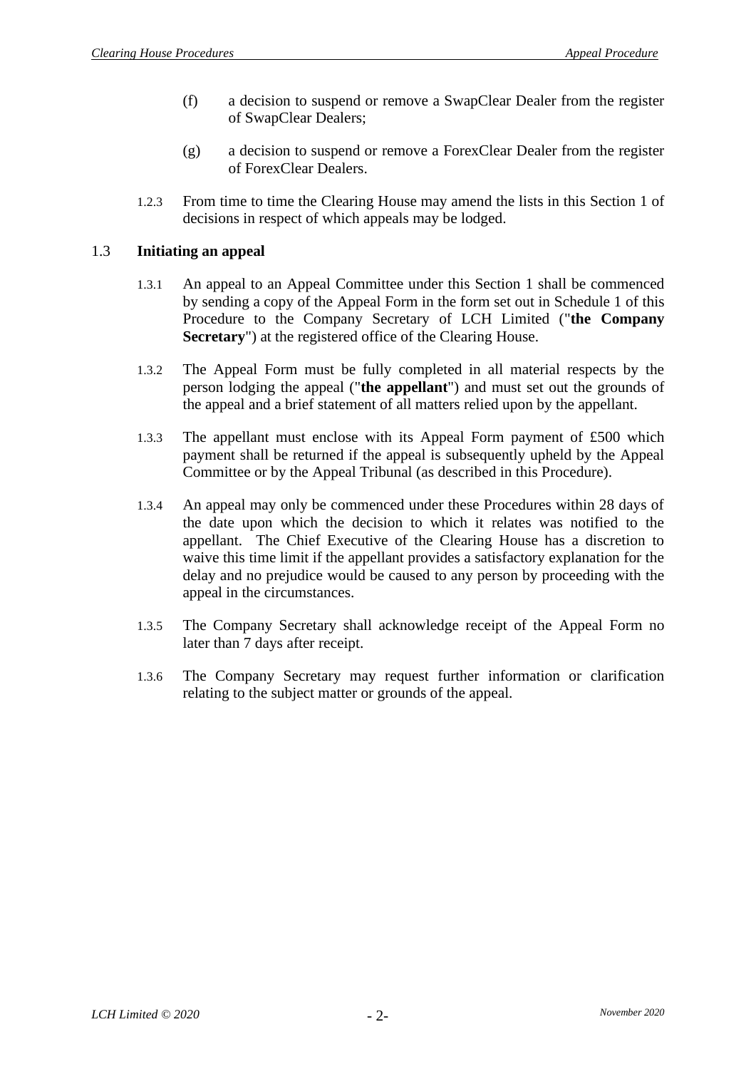(f) a decision to suspend or remove a SwapClear Dealer from the register of SwapClear Dealers;

(g) a decision to suspend or remove a ForexClear Dealer from the register of ForexClear Dealers.

1.2.3 From time to time the Clearing House may amend the lists in this Section 1 of decisions in respect of which appeals may be lodged.

## 1.3 Initiating an appeal

1.3.1 An appeal to an Appeal Committee under this Section 1 shall be commenced by sending a copy of the Appeal Form in the form set out in Schedule 1 of this Procedure to the Company Secretary of LCH Limited ("**the Company Secretary**") at the registered office of the Clearing House.

1.3.2 The Appeal Form must be fully completed in all material respects by the person lodging the appeal ("**the appellant**") and must set out the grounds of the appeal and a brief statement of all matters relied upon by the appellant.

1.3.3 The appellant must enclose with its Appeal Form payment of £500 which payment shall be returned if the appeal is subsequently upheld by the Appeal Committee or by the Appeal Tribunal (as described in this Procedure).

1.3.4 An appeal may only be commenced under these Procedures within 28 days of the date upon which the decision to which it relates was notified to the appellant. The Chief Executive of the Clearing House has a discretion to waive this time limit if the appellant provides a satisfactory explanation for the delay and no prejudice would be caused to any person by proceeding with the appeal in the circumstances.

1.3.5 The Company Secretary shall acknowledge receipt of the Appeal Form no later than 7 days after receipt.

1.3.6 The Company Secretary may request further information or clarification relating to the subject matter or grounds of the appeal.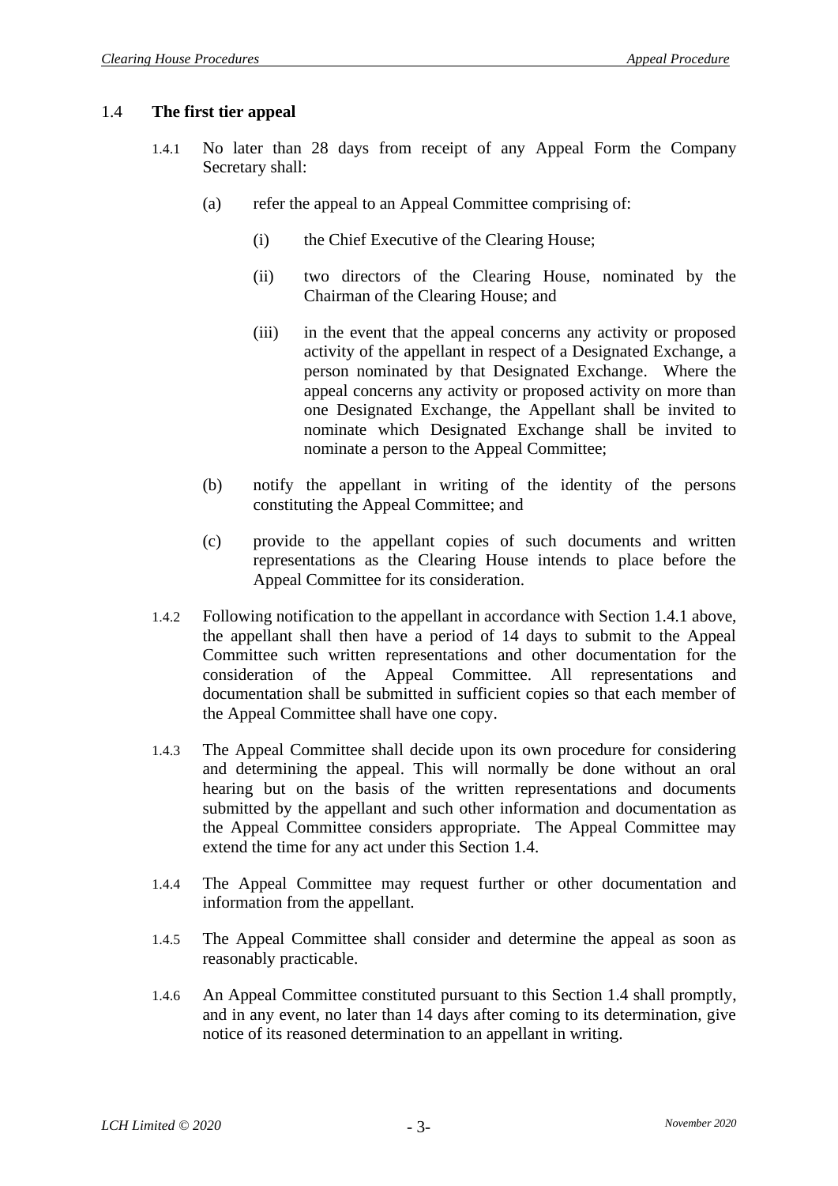## 1.4 The first tier appeal

1.4.1 No later than 28 days from receipt of any Appeal Form the Company Secretary shall:

(a) refer the appeal to an Appeal Committee comprising of:

(i) the Chief Executive of the Clearing House;

(ii) two directors of the Clearing House, nominated by the Chairman of the Clearing House; and

(iii) in the event that the appeal concerns any activity or proposed activity of the appellant in respect of a Designated Exchange, a person nominated by that Designated Exchange. Where the appeal concerns any activity or proposed activity on more than one Designated Exchange, the Appellant shall be invited to nominate which Designated Exchange shall be invited to nominate a person to the Appeal Committee;

(b) notify the appellant in writing of the identity of the persons constituting the Appeal Committee; and

(c) provide to the appellant copies of such documents and written representations as the Clearing House intends to place before the Appeal Committee for its consideration.

1.4.2 Following notification to the appellant in accordance with Section 1.4.1 above, the appellant shall then have a period of 14 days to submit to the Appeal Committee such written representations and other documentation for the consideration of the Appeal Committee. All representations and documentation shall be submitted in sufficient copies so that each member of the Appeal Committee shall have one copy.

1.4.3 The Appeal Committee shall decide upon its own procedure for considering and determining the appeal. This will normally be done without an oral hearing but on the basis of the written representations and documents submitted by the appellant and such other information and documentation as the Appeal Committee considers appropriate. The Appeal Committee may extend the time for any act under this Section 1.4.

1.4.4 The Appeal Committee may request further or other documentation and information from the appellant.

1.4.5 The Appeal Committee shall consider and determine the appeal as soon as reasonably practicable.

1.4.6 An Appeal Committee constituted pursuant to this Section 1.4 shall promptly, and in any event, no later than 14 days after coming to its determination, give notice of its reasoned determination to an appellant in writing.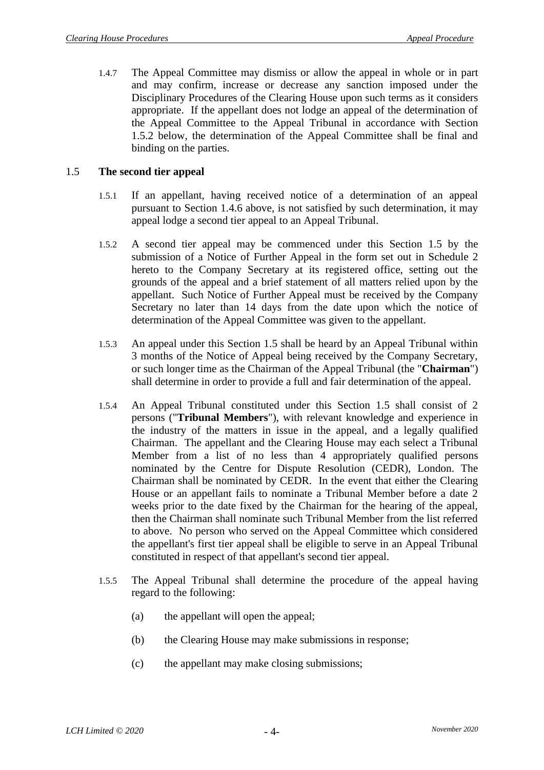1.4.7 The Appeal Committee may dismiss or allow the appeal in whole or in part and may confirm, increase or decrease any sanction imposed under the Disciplinary Procedures of the Clearing House upon such terms as it considers appropriate. If the appellant does not lodge an appeal of the determination of the Appeal Committee to the Appeal Tribunal in accordance with Section 1.5.2 below, the determination of the Appeal Committee shall be final and binding on the parties.

## 1.5 **The second tier appeal**

1.5.1 If an appellant, having received notice of a determination of an appeal pursuant to Section 1.4.6 above, is not satisfied by such determination, it may appeal lodge a second tier appeal to an Appeal Tribunal.

1.5.2 A second tier appeal may be commenced under this Section 1.5 by the submission of a Notice of Further Appeal in the form set out in Schedule 2 hereto to the Company Secretary at its registered office, setting out the grounds of the appeal and a brief statement of all matters relied upon by the appellant. Such Notice of Further Appeal must be received by the Company Secretary no later than 14 days from the date upon which the notice of determination of the Appeal Committee was given to the appellant.

1.5.3 An appeal under this Section 1.5 shall be heard by an Appeal Tribunal within 3 months of the Notice of Appeal being received by the Company Secretary, or such longer time as the Chairman of the Appeal Tribunal (the "**Chairman**") shall determine in order to provide a full and fair determination of the appeal.

1.5.4 An Appeal Tribunal constituted under this Section 1.5 shall consist of 2 persons ("**Tribunal Members**"), with relevant knowledge and experience in the industry of the matters in issue in the appeal, and a legally qualified Chairman. The appellant and the Clearing House may each select a Tribunal Member from a list of no less than 4 appropriately qualified persons nominated by the Centre for Dispute Resolution (CEDR), London. The Chairman shall be nominated by CEDR. In the event that either the Clearing House or an appellant fails to nominate a Tribunal Member before a date 2 weeks prior to the date fixed by the Chairman for the hearing of the appeal, then the Chairman shall nominate such Tribunal Member from the list referred to above. No person who served on the Appeal Committee which considered the appellant's first tier appeal shall be eligible to serve in an Appeal Tribunal constituted in respect of that appellant's second tier appeal.

1.5.5 The Appeal Tribunal shall determine the procedure of the appeal having regard to the following:

(a) the appellant will open the appeal;

(b) the Clearing House may make submissions in response;

(c) the appellant may make closing submissions;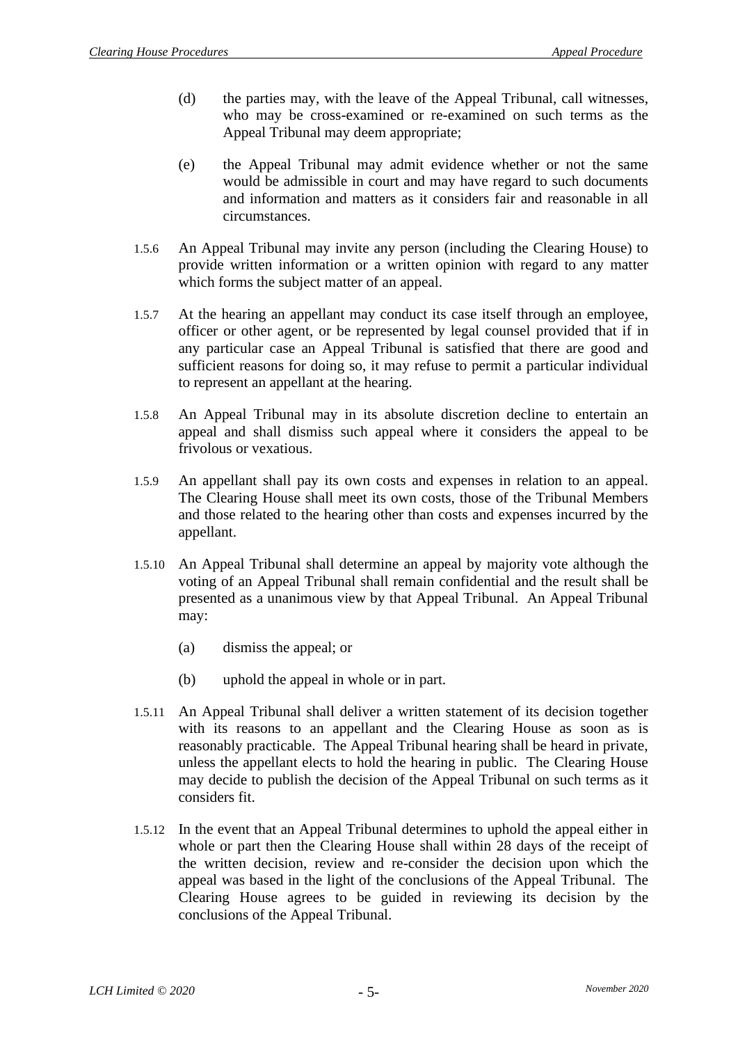(d) the parties may, with the leave of the Appeal Tribunal, call witnesses, who may be cross-examined or re-examined on such terms as the Appeal Tribunal may deem appropriate;

(e) the Appeal Tribunal may admit evidence whether or not the same would be admissible in court and may have regard to such documents and information and matters as it considers fair and reasonable in all circumstances.

1.5.6 An Appeal Tribunal may invite any person (including the Clearing House) to provide written information or a written opinion with regard to any matter which forms the subject matter of an appeal.

1.5.7 At the hearing an appellant may conduct its case itself through an employee, officer or other agent, or be represented by legal counsel provided that if in any particular case an Appeal Tribunal is satisfied that there are good and sufficient reasons for doing so, it may refuse to permit a particular individual to represent an appellant at the hearing.

1.5.8 An Appeal Tribunal may in its absolute discretion decline to entertain an appeal and shall dismiss such appeal where it considers the appeal to be frivolous or vexatious.

1.5.9 An appellant shall pay its own costs and expenses in relation to an appeal. The Clearing House shall meet its own costs, those of the Tribunal Members and those related to the hearing other than costs and expenses incurred by the appellant.

1.5.10 An Appeal Tribunal shall determine an appeal by majority vote although the voting of an Appeal Tribunal shall remain confidential and the result shall be presented as a unanimous view by that Appeal Tribunal. An Appeal Tribunal may:

(a) dismiss the appeal; or

(b) uphold the appeal in whole or in part.

1.5.11 An Appeal Tribunal shall deliver a written statement of its decision together with its reasons to an appellant and the Clearing House as soon as is reasonably practicable. The Appeal Tribunal hearing shall be heard in private, unless the appellant elects to hold the hearing in public. The Clearing House may decide to publish the decision of the Appeal Tribunal on such terms as it considers fit.

1.5.12 In the event that an Appeal Tribunal determines to uphold the appeal either in whole or part then the Clearing House shall within 28 days of the receipt of the written decision, review and re-consider the decision upon which the appeal was based in the light of the conclusions of the Appeal Tribunal. The Clearing House agrees to be guided in reviewing its decision by the conclusions of the Appeal Tribunal.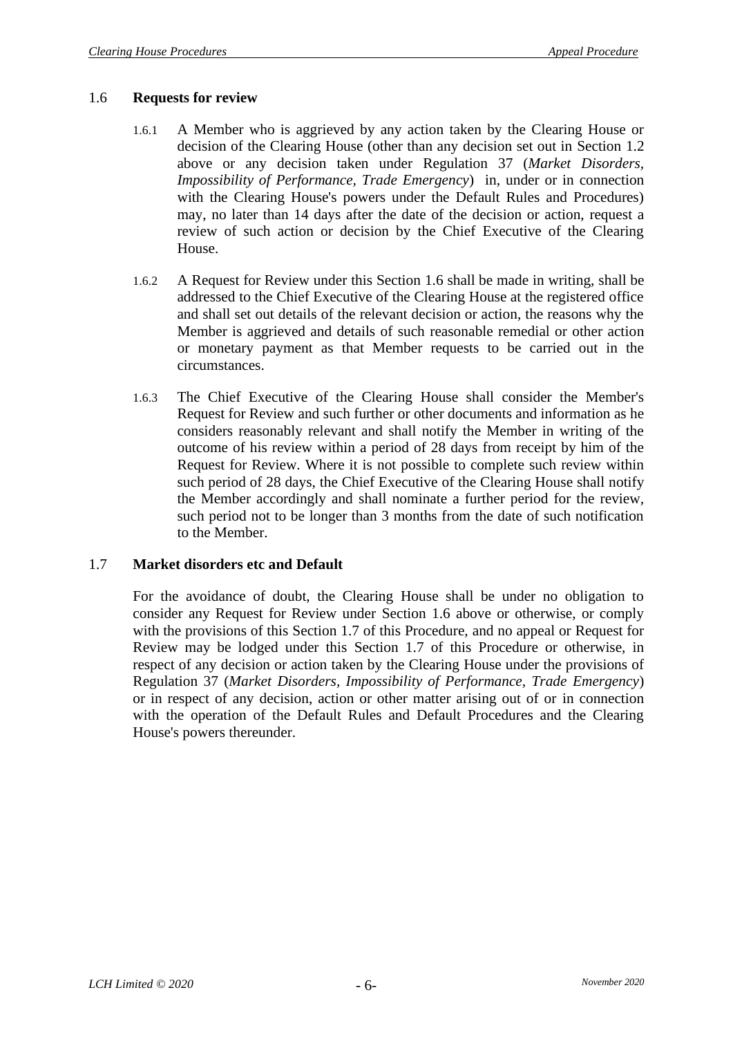## 1.6 **Requests for review**

1.6.1 A Member who is aggrieved by any action taken by the Clearing House or decision of the Clearing House (other than any decision set out in Section 1.2 above or any decision taken under Regulation 37 (*Market Disorders, Impossibility of Performance, Trade Emergency*) in, under or in connection with the Clearing House's powers under the Default Rules and Procedures) may, no later than 14 days after the date of the decision or action, request a review of such action or decision by the Chief Executive of the Clearing House.

1.6.2 A Request for Review under this Section 1.6 shall be made in writing, shall be addressed to the Chief Executive of the Clearing House at the registered office and shall set out details of the relevant decision or action, the reasons why the Member is aggrieved and details of such reasonable remedial or other action or monetary payment as that Member requests to be carried out in the circumstances.

1.6.3 The Chief Executive of the Clearing House shall consider the Member's Request for Review and such further or other documents and information as he considers reasonably relevant and shall notify the Member in writing of the outcome of his review within a period of 28 days from receipt by him of the Request for Review. Where it is not possible to complete such review within such period of 28 days, the Chief Executive of the Clearing House shall notify the Member accordingly and shall nominate a further period for the review, such period not to be longer than 3 months from the date of such notification to the Member.

## 1.7 **Market disorders etc and Default**

For the avoidance of doubt, the Clearing House shall be under no obligation to consider any Request for Review under Section 1.6 above or otherwise, or comply with the provisions of this Section 1.7 of this Procedure, and no appeal or Request for Review may be lodged under this Section 1.7 of this Procedure or otherwise, in respect of any decision or action taken by the Clearing House under the provisions of Regulation 37 (*Market Disorders, Impossibility of Performance, Trade Emergency*) or in respect of any decision, action or other matter arising out of or in connection with the operation of the Default Rules and Default Procedures and the Clearing House's powers thereunder.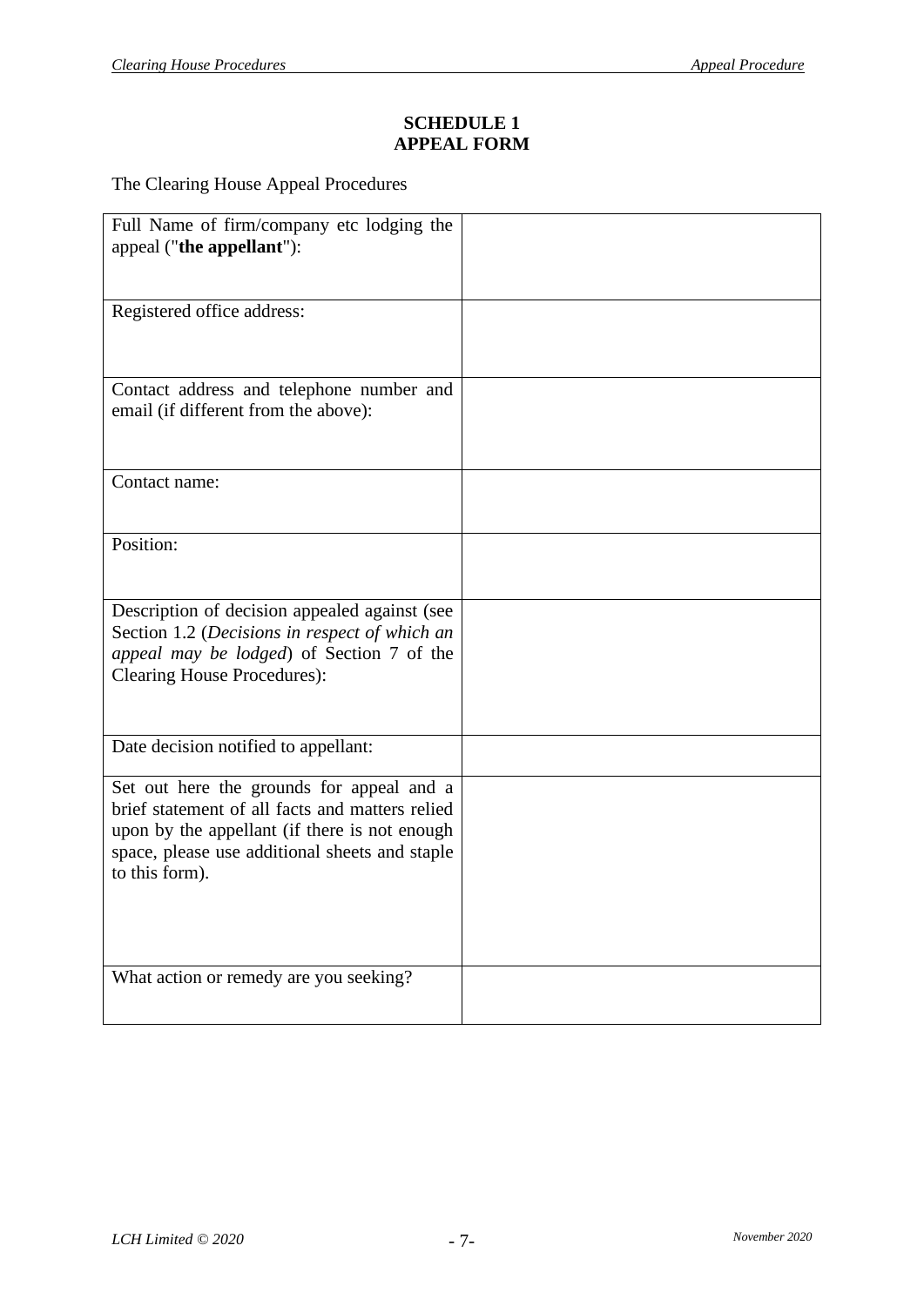**SCHEDULE 1**
**APPEAL FORM**

The Clearing House Appeal Procedures

| | |
|---|---|
| Full Name of firm/company etc lodging the appeal ("**the appellant**"): | |
| Registered office address: | |
| Contact address and telephone number and email (if different from the above): | |
| Contact name: | |
| Position: | |
| Description of decision appealed against (see Section 1.2 (*Decisions in respect of which an appeal may be lodged*) of Section 7 of the Clearing House Procedures): | |
| Date decision notified to appellant: | |
| Set out here the grounds for appeal and a brief statement of all facts and matters relied upon by the appellant (if there is not enough space, please use additional sheets and staple to this form). | |
| What action or remedy are you seeking? | |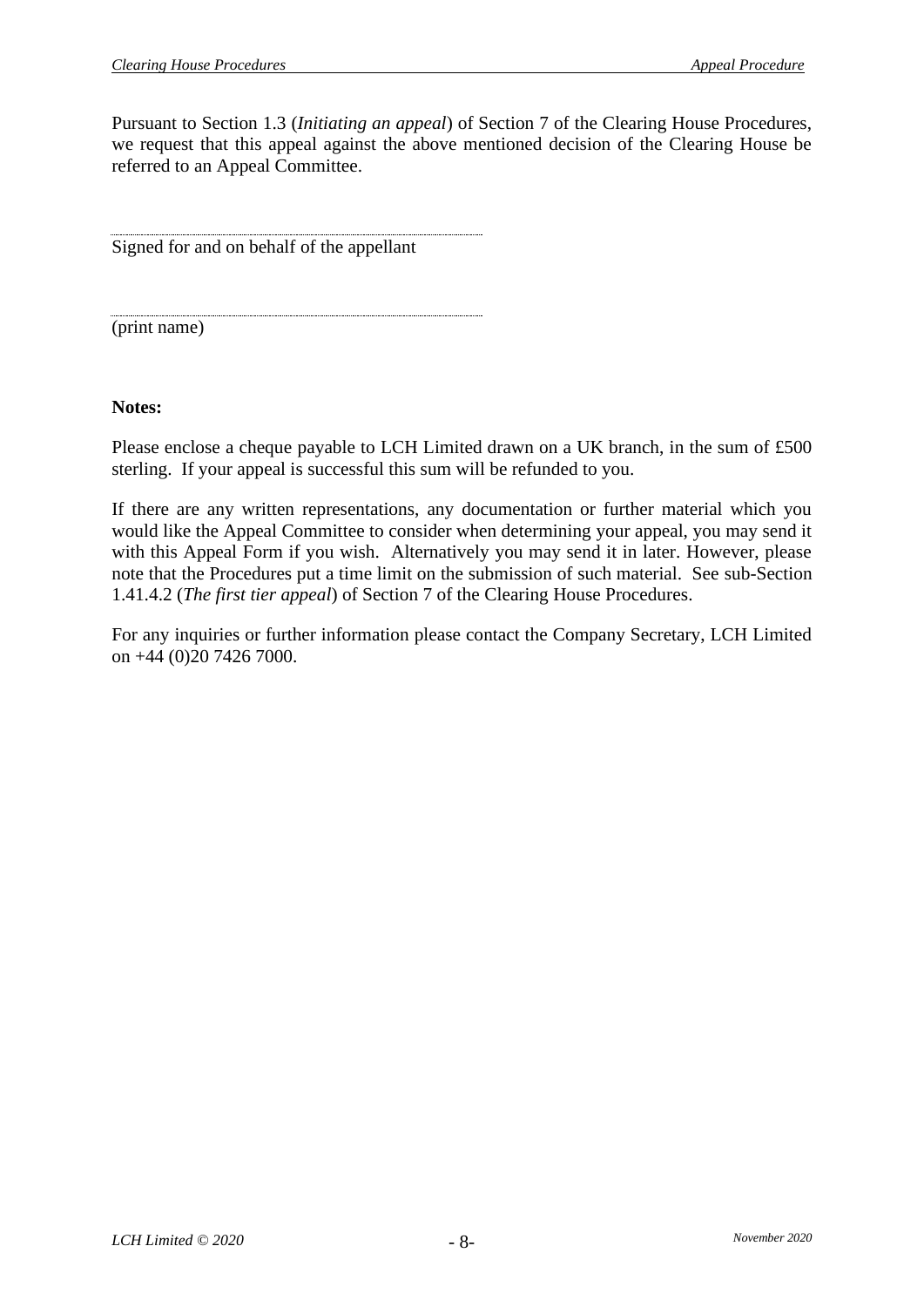Pursuant to Section 1.3 (*Initiating an appeal*) of Section 7 of the Clearing House Procedures, we request that this appeal against the above mentioned decision of the Clearing House be referred to an Appeal Committee.

.............................................................................................

Signed for and on behalf of the appellant

.............................................................................................

(print name)

**Notes:**

Please enclose a cheque payable to LCH Limited drawn on a UK branch, in the sum of £500 sterling. If your appeal is successful this sum will be refunded to you.

If there are any written representations, any documentation or further material which you would like the Appeal Committee to consider when determining your appeal, you may send it with this Appeal Form if you wish. Alternatively you may send it in later. However, please note that the Procedures put a time limit on the submission of such material. See sub-Section 1.41.4.2 (*The first tier appeal*) of Section 7 of the Clearing House Procedures.

For any inquiries or further information please contact the Company Secretary, LCH Limited on +44 (0)20 7426 7000.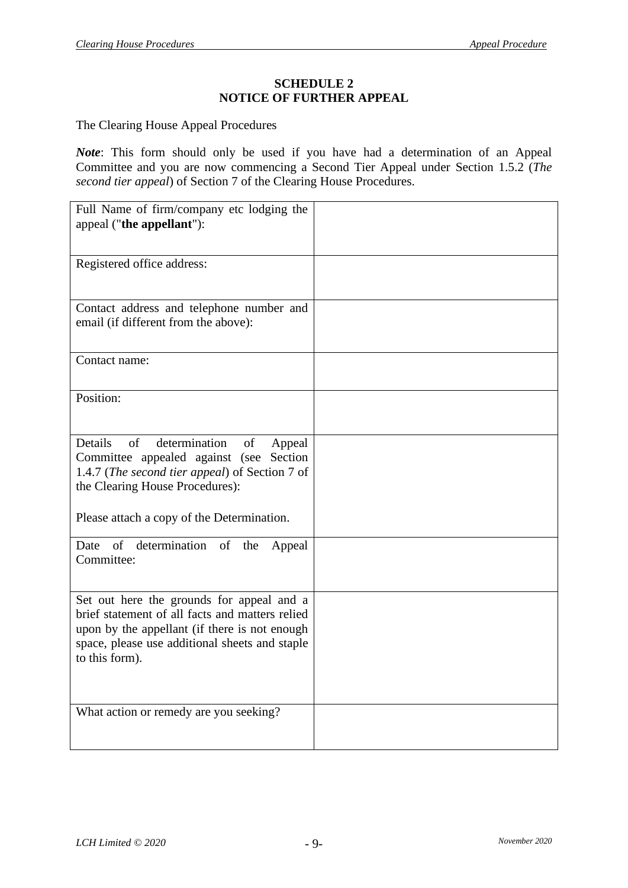**SCHEDULE 2**
**NOTICE OF FURTHER APPEAL**

The Clearing House Appeal Procedures

***Note***: This form should only be used if you have had a determination of an Appeal Committee and you are now commencing a Second Tier Appeal under Section 1.5.2 (*The second tier appeal*) of Section 7 of the Clearing House Procedures.

| | |
|---|---|
| Full Name of firm/company etc lodging the appeal ("**the appellant**"): | |
| Registered office address: | |
| Contact address and telephone number and email (if different from the above): | |
| Contact name: | |
| Position: | |
| Details of determination of Appeal Committee appealed against (see Section 1.4.7 (*The second tier appeal*) of Section 7 of the Clearing House Procedures):<br><br>Please attach a copy of the Determination. | |
| Date of determination of the Appeal Committee: | |
| Set out here the grounds for appeal and a brief statement of all facts and matters relied upon by the appellant (if there is not enough space, please use additional sheets and staple to this form). | |
| What action or remedy are you seeking? | |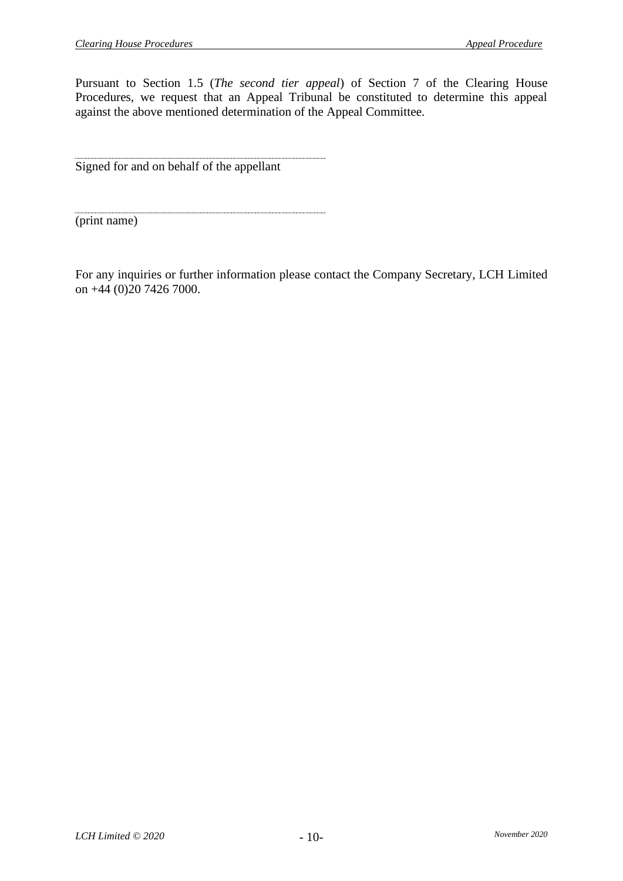Pursuant to Section 1.5 (*The second tier appeal*) of Section 7 of the Clearing House Procedures, we request that an Appeal Tribunal be constituted to determine this appeal against the above mentioned determination of the Appeal Committee.

.......................................................................................

Signed for and on behalf of the appellant

.......................................................................................

(print name)

For any inquiries or further information please contact the Company Secretary, LCH Limited on +44 (0)20 7426 7000.